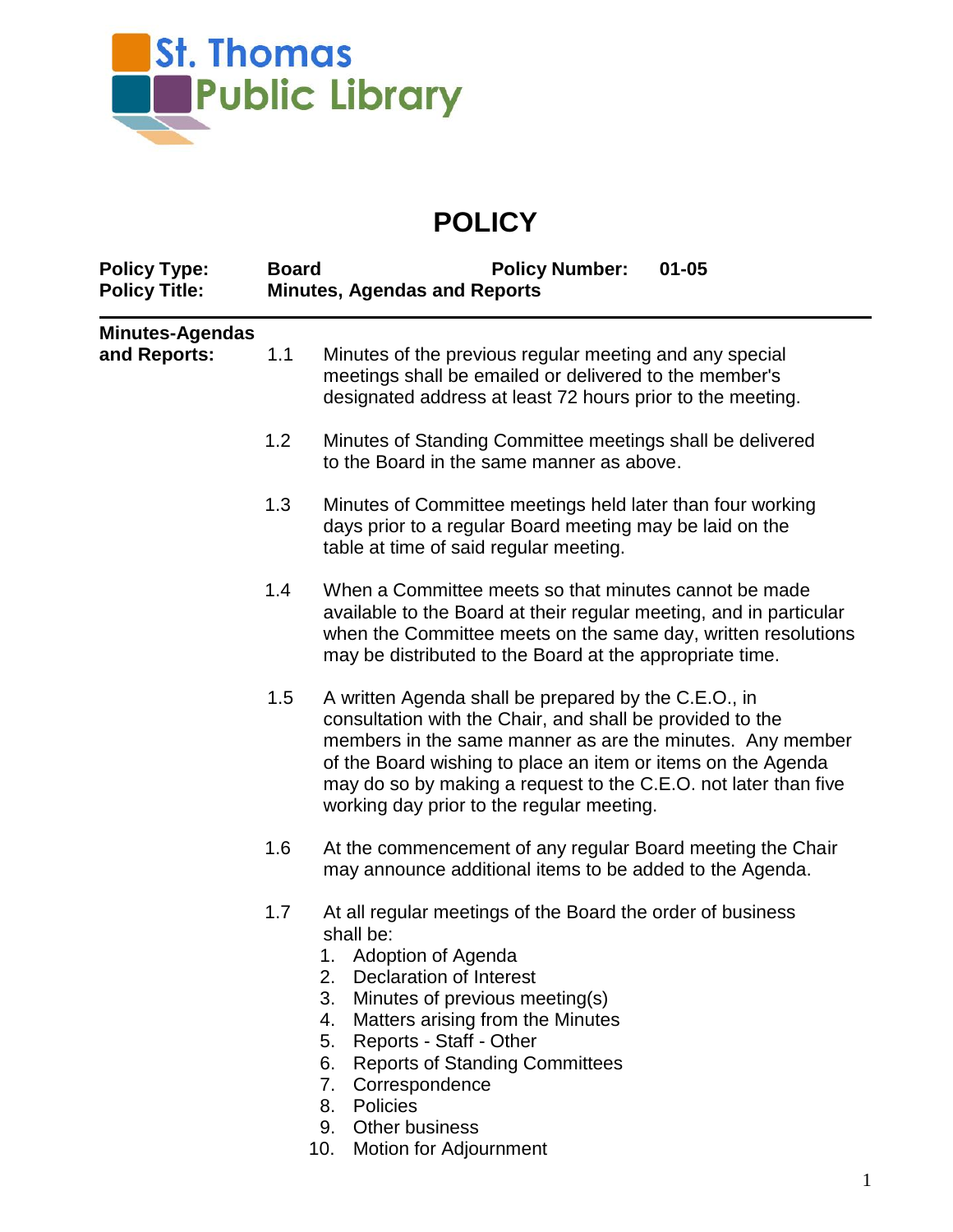St. Thomas Public Library

# POLICY

| **Policy Type:** | **Board** | **Policy Number:** | **01-05** |
|---|---|---|---|
| **Policy Title:** | **Minutes, Agendas and Reports** | | |

**Minutes-Agendas and Reports:**

1.1 Minutes of the previous regular meeting and any special meetings shall be emailed or delivered to the member's designated address at least 72 hours prior to the meeting.

1.2 Minutes of Standing Committee meetings shall be delivered to the Board in the same manner as above.

1.3 Minutes of Committee meetings held later than four working days prior to a regular Board meeting may be laid on the table at time of said regular meeting.

1.4 When a Committee meets so that minutes cannot be made available to the Board at their regular meeting, and in particular when the Committee meets on the same day, written resolutions may be distributed to the Board at the appropriate time.

1.5 A written Agenda shall be prepared by the C.E.O., in consultation with the Chair, and shall be provided to the members in the same manner as the minutes. Any member of the Board wishing to place an item or items on the Agenda may do so by making a request to the C.E.O. not later than five working day prior to the regular meeting.

1.6 At the commencement of any regular Board meeting the Chair may announce additional items to be added to the Agenda.

1.7 At all regular meetings of the Board the order of business shall be:

1. Adoption of Agenda
2. Declaration of Interest
3. Minutes of previous meeting(s)
4. Matters arising from the Minutes
5. Reports - Staff - Other
6. Reports of Standing Committees
7. Correspondence
8. Policies
9. Other business
10. Motion for Adjournment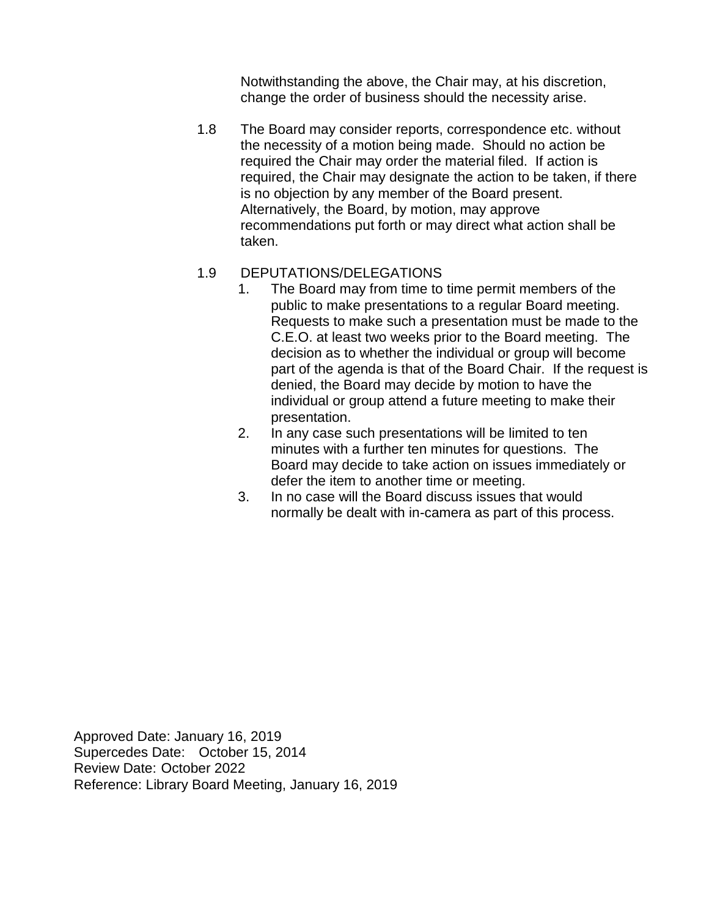Notwithstanding the above, the Chair may, at his discretion, change the order of business should the necessity arise.

1.8 The Board may consider reports, correspondence etc. without the necessity of a motion being made. Should no action be required the Chair may order the material filed. If action is required, the Chair may designate the action to be taken, if there is no objection by any member of the Board present. Alternatively, the Board, by motion, may approve recommendations put forth or may direct what action shall be taken.

1.9 DEPUTATIONS/DELEGATIONS

1. The Board may from time to time permit members of the public to make presentations to a regular Board meeting. Requests to make such a presentation must be made to the C.E.O. at least two weeks prior to the Board meeting. The decision as to whether the individual or group will become part of the agenda is that of the Board Chair. If the request is denied, the Board may decide by motion to have the individual or group attend a future meeting to make their presentation.
2. In any case such presentations will be limited to ten minutes with a further ten minutes for questions. The Board may decide to take action on issues immediately or defer the item to another time or meeting.
3. In no case will the Board discuss issues that would normally be dealt with in-camera as part of this process.

Approved Date: January 16, 2019
Supercedes Date: October 15, 2014
Review Date: October 2022
Reference: Library Board Meeting, January 16, 2019